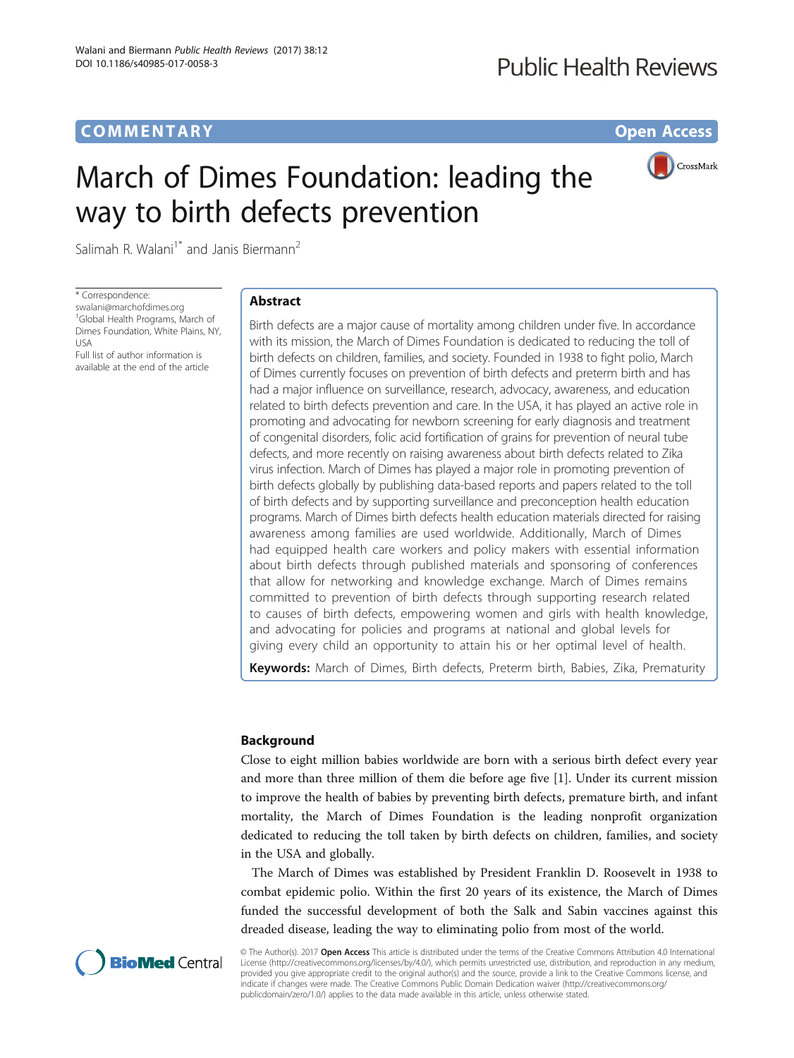**COMMENTARY** **Open Access**

# March of Dimes Foundation: leading the way to birth defects prevention

Salimah R. Walani[1*] and Janis Biermann[2]

\* Correspondence: swalani@marchofdimes.org
[1]Global Health Programs, March of Dimes Foundation, White Plains, NY, USA
Full list of author information is available at the end of the article

## Abstract

Birth defects are a major cause of mortality among children under five. In accordance with its mission, the March of Dimes Foundation is dedicated to reducing the toll of birth defects on children, families, and society. Founded in 1938 to fight polio, March of Dimes currently focuses on prevention of birth defects and preterm birth and has had a major influence on surveillance, research, advocacy, awareness, and education related to birth defects prevention and care. In the USA, it has played an active role in promoting and advocating for newborn screening for early diagnosis and treatment of congenital disorders, folic acid fortification of grains for prevention of neural tube defects, and more recently on raising awareness about birth defects related to Zika virus infection. March of Dimes has played a major role in promoting prevention of birth defects globally by publishing data-based reports and papers related to the toll of birth defects and by supporting surveillance and preconception health education programs. March of Dimes birth defects health education materials directed for raising awareness among families are used worldwide. Additionally, March of Dimes had equipped health care workers and policy makers with essential information about birth defects through published materials and sponsoring of conferences that allow for networking and knowledge exchange. March of Dimes remains committed to prevention of birth defects through supporting research related to causes of birth defects, empowering women and girls with health knowledge, and advocating for policies and programs at national and global levels for giving every child an opportunity to attain his or her optimal level of health.

**Keywords:** March of Dimes, Birth defects, Preterm birth, Babies, Zika, Prematurity

## Background

Close to eight million babies worldwide are born with a serious birth defect every year and more than three million of them die before age five [1]. Under its current mission to improve the health of babies by preventing birth defects, premature birth, and infant mortality, the March of Dimes Foundation is the leading nonprofit organization dedicated to reducing the toll taken by birth defects on children, families, and society in the USA and globally.

The March of Dimes was established by President Franklin D. Roosevelt in 1938 to combat epidemic polio. Within the first 20 years of its existence, the March of Dimes funded the successful development of both the Salk and Sabin vaccines against this dreaded disease, leading the way to eliminating polio from most of the world.

© The Author(s). 2017 **Open Access** This article is distributed under the terms of the Creative Commons Attribution 4.0 International License (http://creativecommons.org/licenses/by/4.0/), which permits unrestricted use, distribution, and reproduction in any medium, provided you give appropriate credit to the original author(s) and the source, provide a link to the Creative Commons license, and indicate if changes were made. The Creative Commons Public Domain Dedication waiver (http://creativecommons.org/publicdomain/zero/1.0/) applies to the data made available in this article, unless otherwise stated.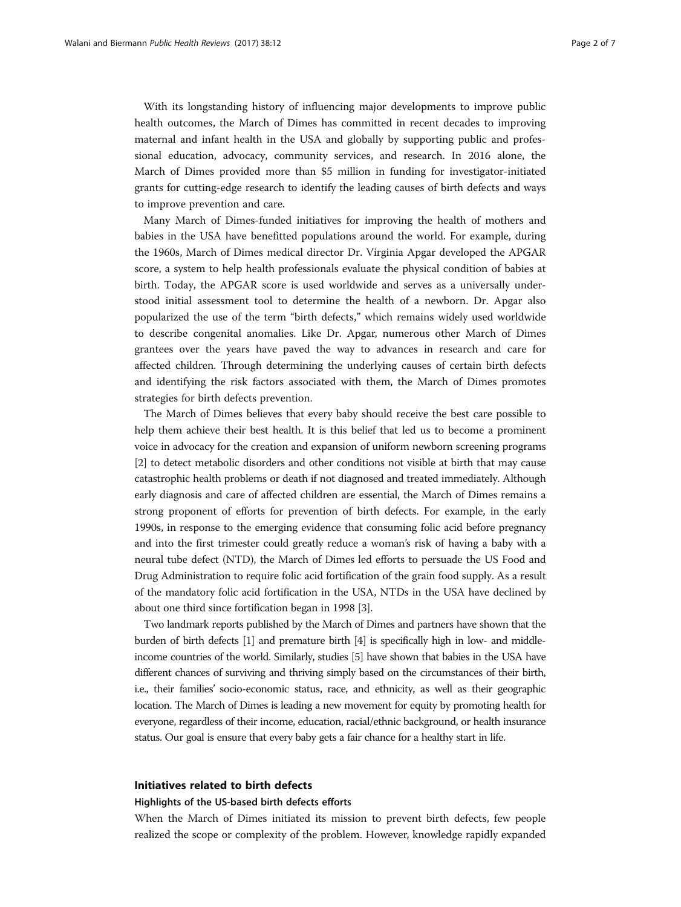With its longstanding history of influencing major developments to improve public health outcomes, the March of Dimes has committed in recent decades to improving maternal and infant health in the USA and globally by supporting public and professional education, advocacy, community services, and research. In 2016 alone, the March of Dimes provided more than $5 million in funding for investigator-initiated grants for cutting-edge research to identify the leading causes of birth defects and ways to improve prevention and care.

Many March of Dimes-funded initiatives for improving the health of mothers and babies in the USA have benefitted populations around the world. For example, during the 1960s, March of Dimes medical director Dr. Virginia Apgar developed the APGAR score, a system to help health professionals evaluate the physical condition of babies at birth. Today, the APGAR score is used worldwide and serves as a universally understood initial assessment tool to determine the health of a newborn. Dr. Apgar also popularized the use of the term "birth defects," which remains widely used worldwide to describe congenital anomalies. Like Dr. Apgar, numerous other March of Dimes grantees over the years have paved the way to advances in research and care for affected children. Through determining the underlying causes of certain birth defects and identifying the risk factors associated with them, the March of Dimes promotes strategies for birth defects prevention.

The March of Dimes believes that every baby should receive the best care possible to help them achieve their best health. It is this belief that led us to become a prominent voice in advocacy for the creation and expansion of uniform newborn screening programs [2] to detect metabolic disorders and other conditions not visible at birth that may cause catastrophic health problems or death if not diagnosed and treated immediately. Although early diagnosis and care of affected children are essential, the March of Dimes remains a strong proponent of efforts for prevention of birth defects. For example, in the early 1990s, in response to the emerging evidence that consuming folic acid before pregnancy and into the first trimester could greatly reduce a woman's risk of having a baby with a neural tube defect (NTD), the March of Dimes led efforts to persuade the US Food and Drug Administration to require folic acid fortification of the grain food supply. As a result of the mandatory folic acid fortification in the USA, NTDs in the USA have declined by about one third since fortification began in 1998 [3].

Two landmark reports published by the March of Dimes and partners have shown that the burden of birth defects [1] and premature birth [4] is specifically high in low- and middle-income countries of the world. Similarly, studies [5] have shown that babies in the USA have different chances of surviving and thriving simply based on the circumstances of their birth, i.e., their families' socio-economic status, race, and ethnicity, as well as their geographic location. The March of Dimes is leading a new movement for equity by promoting health for everyone, regardless of their income, education, racial/ethnic background, or health insurance status. Our goal is ensure that every baby gets a fair chance for a healthy start in life.

## Initiatives related to birth defects

### Highlights of the US-based birth defects efforts

When the March of Dimes initiated its mission to prevent birth defects, few people realized the scope or complexity of the problem. However, knowledge rapidly expanded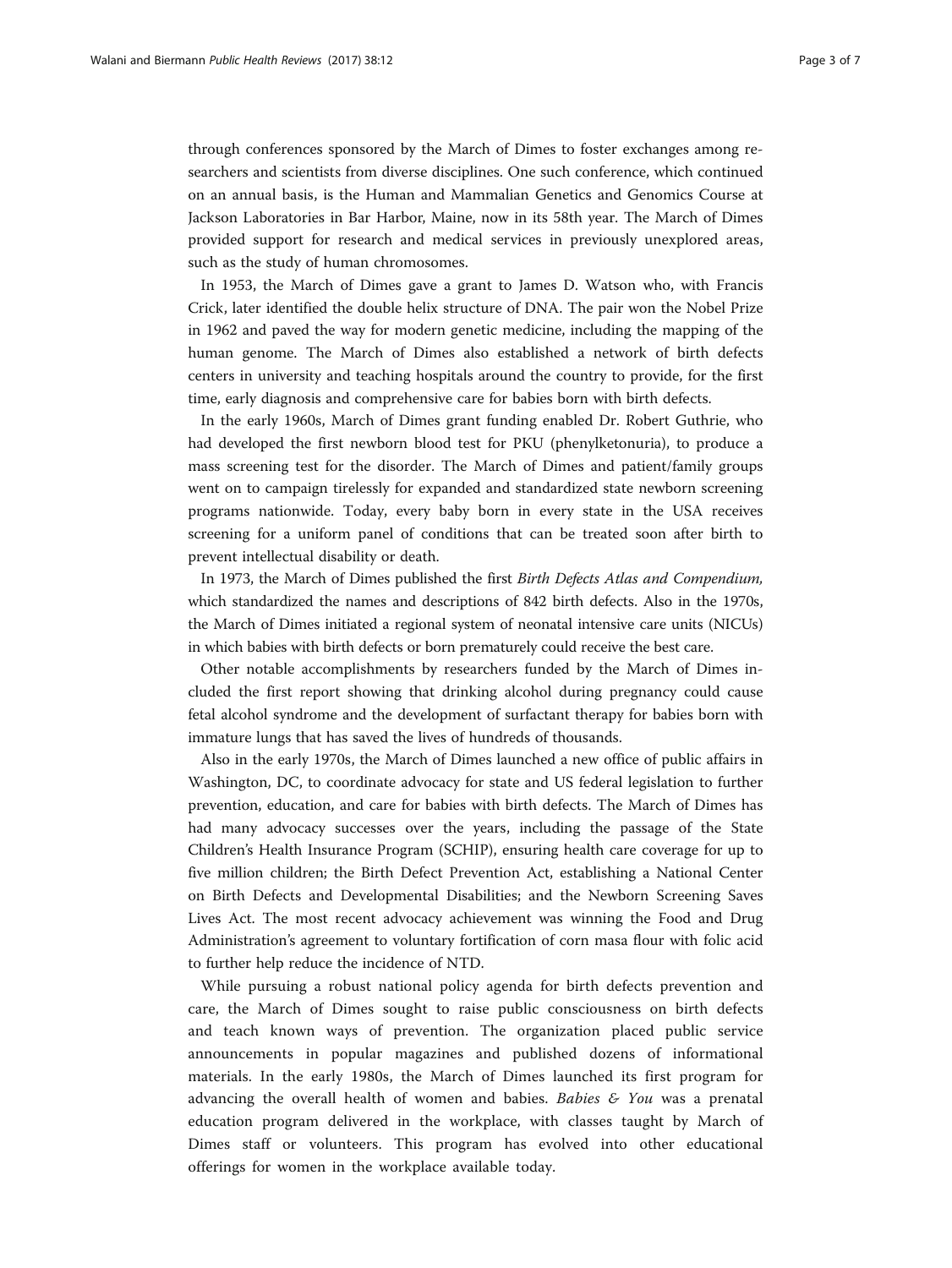through conferences sponsored by the March of Dimes to foster exchanges among researchers and scientists from diverse disciplines. One such conference, which continued on an annual basis, is the Human and Mammalian Genetics and Genomics Course at Jackson Laboratories in Bar Harbor, Maine, now in its 58th year. The March of Dimes provided support for research and medical services in previously unexplored areas, such as the study of human chromosomes.

In 1953, the March of Dimes gave a grant to James D. Watson who, with Francis Crick, later identified the double helix structure of DNA. The pair won the Nobel Prize in 1962 and paved the way for modern genetic medicine, including the mapping of the human genome. The March of Dimes also established a network of birth defects centers in university and teaching hospitals around the country to provide, for the first time, early diagnosis and comprehensive care for babies born with birth defects.

In the early 1960s, March of Dimes grant funding enabled Dr. Robert Guthrie, who had developed the first newborn blood test for PKU (phenylketonuria), to produce a mass screening test for the disorder. The March of Dimes and patient/family groups went on to campaign tirelessly for expanded and standardized state newborn screening programs nationwide. Today, every baby born in every state in the USA receives screening for a uniform panel of conditions that can be treated soon after birth to prevent intellectual disability or death.

In 1973, the March of Dimes published the first *Birth Defects Atlas and Compendium,* which standardized the names and descriptions of 842 birth defects. Also in the 1970s, the March of Dimes initiated a regional system of neonatal intensive care units (NICUs) in which babies with birth defects or born prematurely could receive the best care.

Other notable accomplishments by researchers funded by the March of Dimes included the first report showing that drinking alcohol during pregnancy could cause fetal alcohol syndrome and the development of surfactant therapy for babies born with immature lungs that has saved the lives of hundreds of thousands.

Also in the early 1970s, the March of Dimes launched a new office of public affairs in Washington, DC, to coordinate advocacy for state and US federal legislation to further prevention, education, and care for babies with birth defects. The March of Dimes has had many advocacy successes over the years, including the passage of the State Children's Health Insurance Program (SCHIP), ensuring health care coverage for up to five million children; the Birth Defect Prevention Act, establishing a National Center on Birth Defects and Developmental Disabilities; and the Newborn Screening Saves Lives Act. The most recent advocacy achievement was winning the Food and Drug Administration's agreement to voluntary fortification of corn masa flour with folic acid to further help reduce the incidence of NTD.

While pursuing a robust national policy agenda for birth defects prevention and care, the March of Dimes sought to raise public consciousness on birth defects and teach known ways of prevention. The organization placed public service announcements in popular magazines and published dozens of informational materials. In the early 1980s, the March of Dimes launched its first program for advancing the overall health of women and babies. *Babies & You* was a prenatal education program delivered in the workplace, with classes taught by March of Dimes staff or volunteers. This program has evolved into other educational offerings for women in the workplace available today.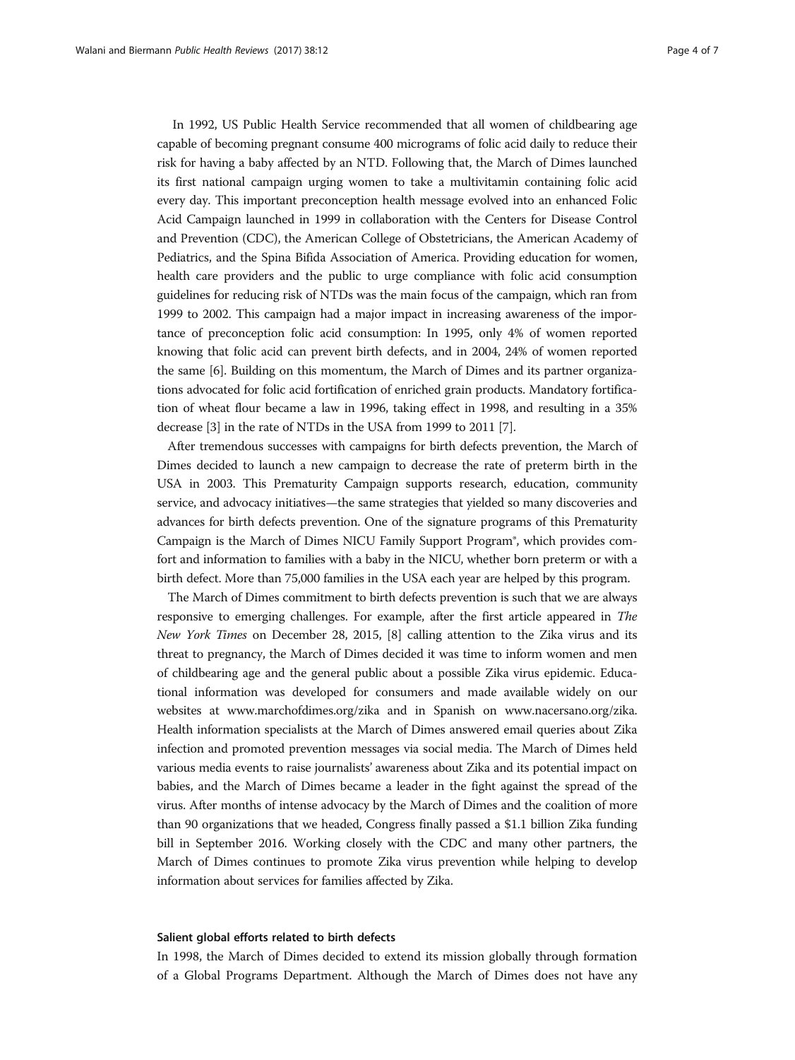In 1992, US Public Health Service recommended that all women of childbearing age capable of becoming pregnant consume 400 micrograms of folic acid daily to reduce their risk for having a baby affected by an NTD. Following that, the March of Dimes launched its first national campaign urging women to take a multivitamin containing folic acid every day. This important preconception health message evolved into an enhanced Folic Acid Campaign launched in 1999 in collaboration with the Centers for Disease Control and Prevention (CDC), the American College of Obstetricians, the American Academy of Pediatrics, and the Spina Bifida Association of America. Providing education for women, health care providers and the public to urge compliance with folic acid consumption guidelines for reducing risk of NTDs was the main focus of the campaign, which ran from 1999 to 2002. This campaign had a major impact in increasing awareness of the importance of preconception folic acid consumption: In 1995, only 4% of women reported knowing that folic acid can prevent birth defects, and in 2004, 24% of women reported the same [6]. Building on this momentum, the March of Dimes and its partner organizations advocated for folic acid fortification of enriched grain products. Mandatory fortification of wheat flour became a law in 1996, taking effect in 1998, and resulting in a 35% decrease [3] in the rate of NTDs in the USA from 1999 to 2011 [7].

After tremendous successes with campaigns for birth defects prevention, the March of Dimes decided to launch a new campaign to decrease the rate of preterm birth in the USA in 2003. This Prematurity Campaign supports research, education, community service, and advocacy initiatives—the same strategies that yielded so many discoveries and advances for birth defects prevention. One of the signature programs of this Prematurity Campaign is the March of Dimes NICU Family Support Program®, which provides comfort and information to families with a baby in the NICU, whether born preterm or with a birth defect. More than 75,000 families in the USA each year are helped by this program.

The March of Dimes commitment to birth defects prevention is such that we are always responsive to emerging challenges. For example, after the first article appeared in *The New York Times* on December 28, 2015, [8] calling attention to the Zika virus and its threat to pregnancy, the March of Dimes decided it was time to inform women and men of childbearing age and the general public about a possible Zika virus epidemic. Educational information was developed for consumers and made available widely on our websites at www.marchofdimes.org/zika and in Spanish on www.nacersano.org/zika. Health information specialists at the March of Dimes answered email queries about Zika infection and promoted prevention messages via social media. The March of Dimes held various media events to raise journalists' awareness about Zika and its potential impact on babies, and the March of Dimes became a leader in the fight against the spread of the virus. After months of intense advocacy by the March of Dimes and the coalition of more than 90 organizations that we headed, Congress finally passed a $1.1 billion Zika funding bill in September 2016. Working closely with the CDC and many other partners, the March of Dimes continues to promote Zika virus prevention while helping to develop information about services for families affected by Zika.

### Salient global efforts related to birth defects

In 1998, the March of Dimes decided to extend its mission globally through formation of a Global Programs Department. Although the March of Dimes does not have any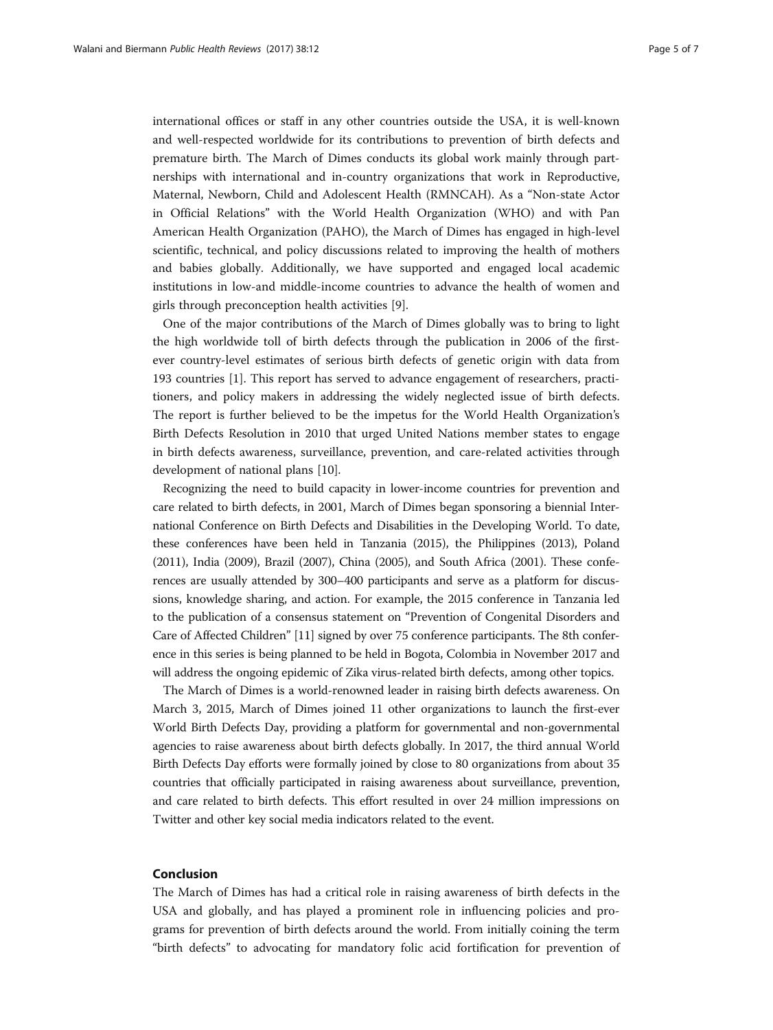international offices or staff in any other countries outside the USA, it is well-known and well-respected worldwide for its contributions to prevention of birth defects and premature birth. The March of Dimes conducts its global work mainly through partnerships with international and in-country organizations that work in Reproductive, Maternal, Newborn, Child and Adolescent Health (RMNCAH). As a "Non-state Actor in Official Relations" with the World Health Organization (WHO) and with Pan American Health Organization (PAHO), the March of Dimes has engaged in high-level scientific, technical, and policy discussions related to improving the health of mothers and babies globally. Additionally, we have supported and engaged local academic institutions in low-and middle-income countries to advance the health of women and girls through preconception health activities [9].

One of the major contributions of the March of Dimes globally was to bring to light the high worldwide toll of birth defects through the publication in 2006 of the first-ever country-level estimates of serious birth defects of genetic origin with data from 193 countries [1]. This report has served to advance engagement of researchers, practitioners, and policy makers in addressing the widely neglected issue of birth defects. The report is further believed to be the impetus for the World Health Organization's Birth Defects Resolution in 2010 that urged United Nations member states to engage in birth defects awareness, surveillance, prevention, and care-related activities through development of national plans [10].

Recognizing the need to build capacity in lower-income countries for prevention and care related to birth defects, in 2001, March of Dimes began sponsoring a biennial International Conference on Birth Defects and Disabilities in the Developing World. To date, these conferences have been held in Tanzania (2015), the Philippines (2013), Poland (2011), India (2009), Brazil (2007), China (2005), and South Africa (2001). These conferences are usually attended by 300–400 participants and serve as a platform for discussions, knowledge sharing, and action. For example, the 2015 conference in Tanzania led to the publication of a consensus statement on "Prevention of Congenital Disorders and Care of Affected Children" [11] signed by over 75 conference participants. The 8th conference in this series is being planned to be held in Bogota, Colombia in November 2017 and will address the ongoing epidemic of Zika virus-related birth defects, among other topics.

The March of Dimes is a world-renowned leader in raising birth defects awareness. On March 3, 2015, March of Dimes joined 11 other organizations to launch the first-ever World Birth Defects Day, providing a platform for governmental and non-governmental agencies to raise awareness about birth defects globally. In 2017, the third annual World Birth Defects Day efforts were formally joined by close to 80 organizations from about 35 countries that officially participated in raising awareness about surveillance, prevention, and care related to birth defects. This effort resulted in over 24 million impressions on Twitter and other key social media indicators related to the event.

## Conclusion

The March of Dimes has had a critical role in raising awareness of birth defects in the USA and globally, and has played a prominent role in influencing policies and programs for prevention of birth defects around the world. From initially coining the term "birth defects" to advocating for mandatory folic acid fortification for prevention of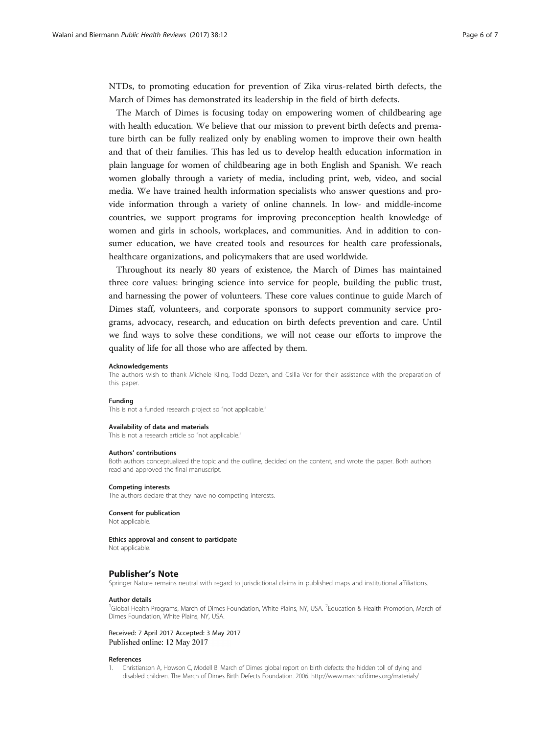NTDs, to promoting education for prevention of Zika virus-related birth defects, the March of Dimes has demonstrated its leadership in the field of birth defects.

The March of Dimes is focusing today on empowering women of childbearing age with health education. We believe that our mission to prevent birth defects and premature birth can be fully realized only by enabling women to improve their own health and that of their families. This has led us to develop health education information in plain language for women of childbearing age in both English and Spanish. We reach women globally through a variety of media, including print, web, video, and social media. We have trained health information specialists who answer questions and provide information through a variety of online channels. In low- and middle-income countries, we support programs for improving preconception health knowledge of women and girls in schools, workplaces, and communities. And in addition to consumer education, we have created tools and resources for health care professionals, healthcare organizations, and policymakers that are used worldwide.

Throughout its nearly 80 years of existence, the March of Dimes has maintained three core values: bringing science into service for people, building the public trust, and harnessing the power of volunteers. These core values continue to guide March of Dimes staff, volunteers, and corporate sponsors to support community service programs, advocacy, research, and education on birth defects prevention and care. Until we find ways to solve these conditions, we will not cease our efforts to improve the quality of life for all those who are affected by them.

#### Acknowledgements

The authors wish to thank Michele Kling, Todd Dezen, and Csilla Ver for their assistance with the preparation of this paper.

#### Funding

This is not a funded research project so "not applicable."

#### Availability of data and materials

This is not a research article so "not applicable."

#### Authors' contributions

Both authors conceptualized the topic and the outline, decided on the content, and wrote the paper. Both authors read and approved the final manuscript.

#### Competing interests

The authors declare that they have no competing interests.

#### Consent for publication

Not applicable.

#### Ethics approval and consent to participate

Not applicable.

## Publisher's Note

Springer Nature remains neutral with regard to jurisdictional claims in published maps and institutional affiliations.

#### Author details

[1]Global Health Programs, March of Dimes Foundation, White Plains, NY, USA. [2]Education & Health Promotion, March of Dimes Foundation, White Plains, NY, USA.

Received: 7 April 2017 Accepted: 3 May 2017
Published online: 12 May 2017

#### References

1. Christianson A, Howson C, Modell B. March of Dimes global report on birth defects: the hidden toll of dying and disabled children. The March of Dimes Birth Defects Foundation. 2006. http://www.marchofdimes.org/materials/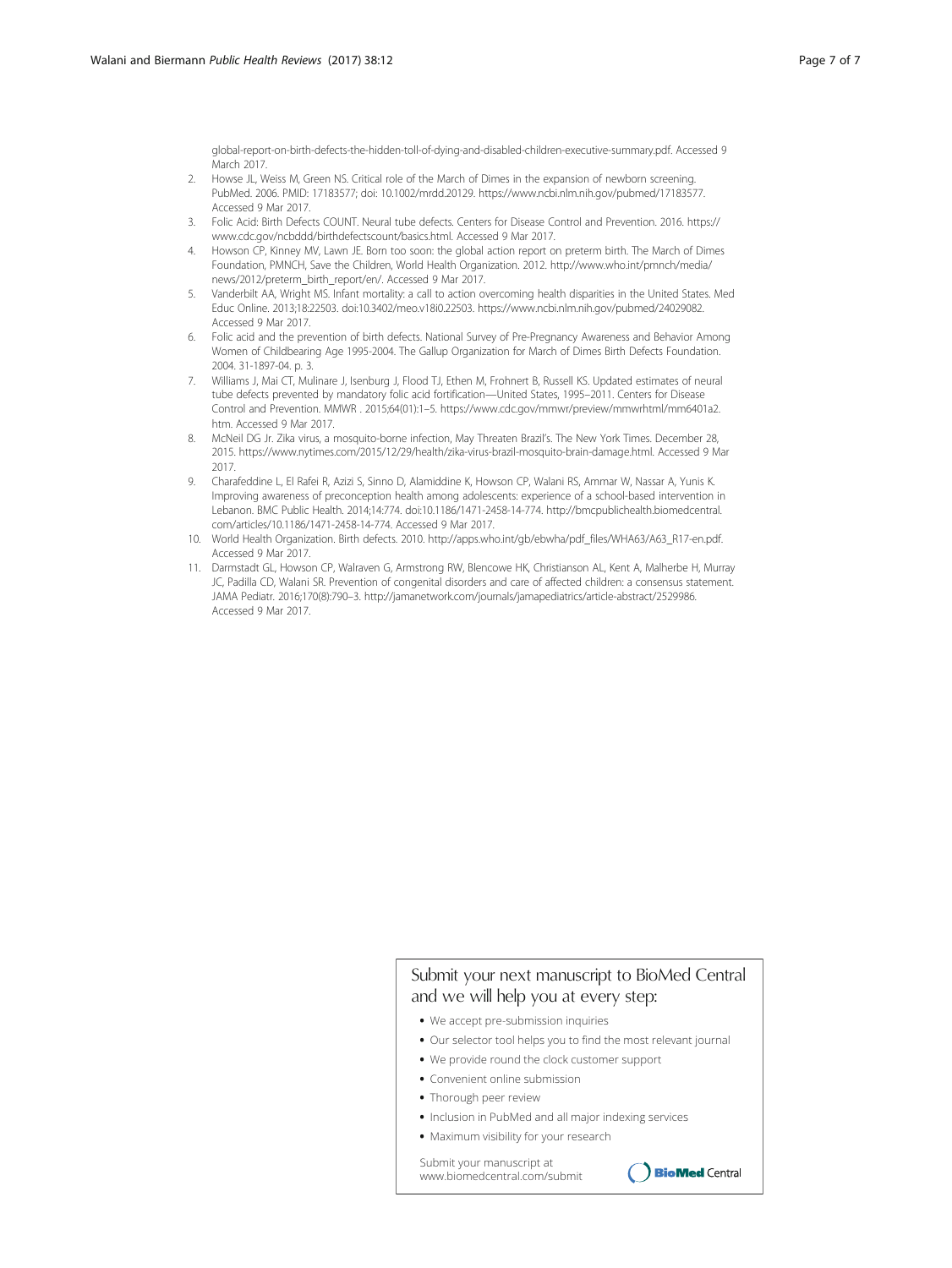global-report-on-birth-defects-the-hidden-toll-of-dying-and-disabled-children-executive-summary.pdf. Accessed 9 March 2017.

2. Howse JL, Weiss M, Green NS. Critical role of the March of Dimes in the expansion of newborn screening. PubMed. 2006. PMID: 17183577; doi: 10.1002/mrdd.20129. https://www.ncbi.nlm.nih.gov/pubmed/17183577. Accessed 9 Mar 2017.
3. Folic Acid: Birth Defects COUNT. Neural tube defects. Centers for Disease Control and Prevention. 2016. https://www.cdc.gov/ncbddd/birthdefectscount/basics.html. Accessed 9 Mar 2017.
4. Howson CP, Kinney MV, Lawn JE. Born too soon: the global action report on preterm birth. The March of Dimes Foundation, PMNCH, Save the Children, World Health Organization. 2012. http://www.who.int/pmnch/media/news/2012/preterm_birth_report/en/. Accessed 9 Mar 2017.
5. Vanderbilt AA, Wright MS. Infant mortality: a call to action overcoming health disparities in the United States. Med Educ Online. 2013;18:22503. doi:10.3402/meo.v18i0.22503. https://www.ncbi.nlm.nih.gov/pubmed/24029082. Accessed 9 Mar 2017.
6. Folic acid and the prevention of birth defects. National Survey of Pre-Pregnancy Awareness and Behavior Among Women of Childbearing Age 1995-2004. The Gallup Organization for March of Dimes Birth Defects Foundation. 2004. 31-1897-04. p. 3.
7. Williams J, Mai CT, Mulinare J, Isenburg J, Flood TJ, Ethen M, Frohnert B, Russell KS. Updated estimates of neural tube defects prevented by mandatory folic acid fortification—United States, 1995–2011. Centers for Disease Control and Prevention. MMWR . 2015;64(01):1–5. https://www.cdc.gov/mmwr/preview/mmwrhtml/mm6401a2.htm. Accessed 9 Mar 2017.
8. McNeil DG Jr. Zika virus, a mosquito-borne infection, May Threaten Brazil's. The New York Times. December 28, 2015. https://www.nytimes.com/2015/12/29/health/zika-virus-brazil-mosquito-brain-damage.html. Accessed 9 Mar 2017.
9. Charafeddine L, El Rafei R, Azizi S, Sinno D, Alamiddine K, Howson CP, Walani RS, Ammar W, Nassar A, Yunis K. Improving awareness of preconception health among adolescents: experience of a school-based intervention in Lebanon. BMC Public Health. 2014;14:774. doi:10.1186/1471-2458-14-774. http://bmcpublichealth.biomedcentral.com/articles/10.1186/1471-2458-14-774. Accessed 9 Mar 2017.
10. World Health Organization. Birth defects. 2010. http://apps.who.int/gb/ebwha/pdf_files/WHA63/A63_R17-en.pdf. Accessed 9 Mar 2017.
11. Darmstadt GL, Howson CP, Walraven G, Armstrong RW, Blencowe HK, Christianson AL, Kent A, Malherbe H, Murray JC, Padilla CD, Walani SR. Prevention of congenital disorders and care of affected children: a consensus statement. JAMA Pediatr. 2016;170(8):790–3. http://jamanetwork.com/journals/jamapediatrics/article-abstract/2529986. Accessed 9 Mar 2017.

Submit your next manuscript to BioMed Central and we will help you at every step:

- We accept pre-submission inquiries
- Our selector tool helps you to find the most relevant journal
- We provide round the clock customer support
- Convenient online submission
- Thorough peer review
- Inclusion in PubMed and all major indexing services
- Maximum visibility for your research

Submit your manuscript at www.biomedcentral.com/submit

BioMed Central